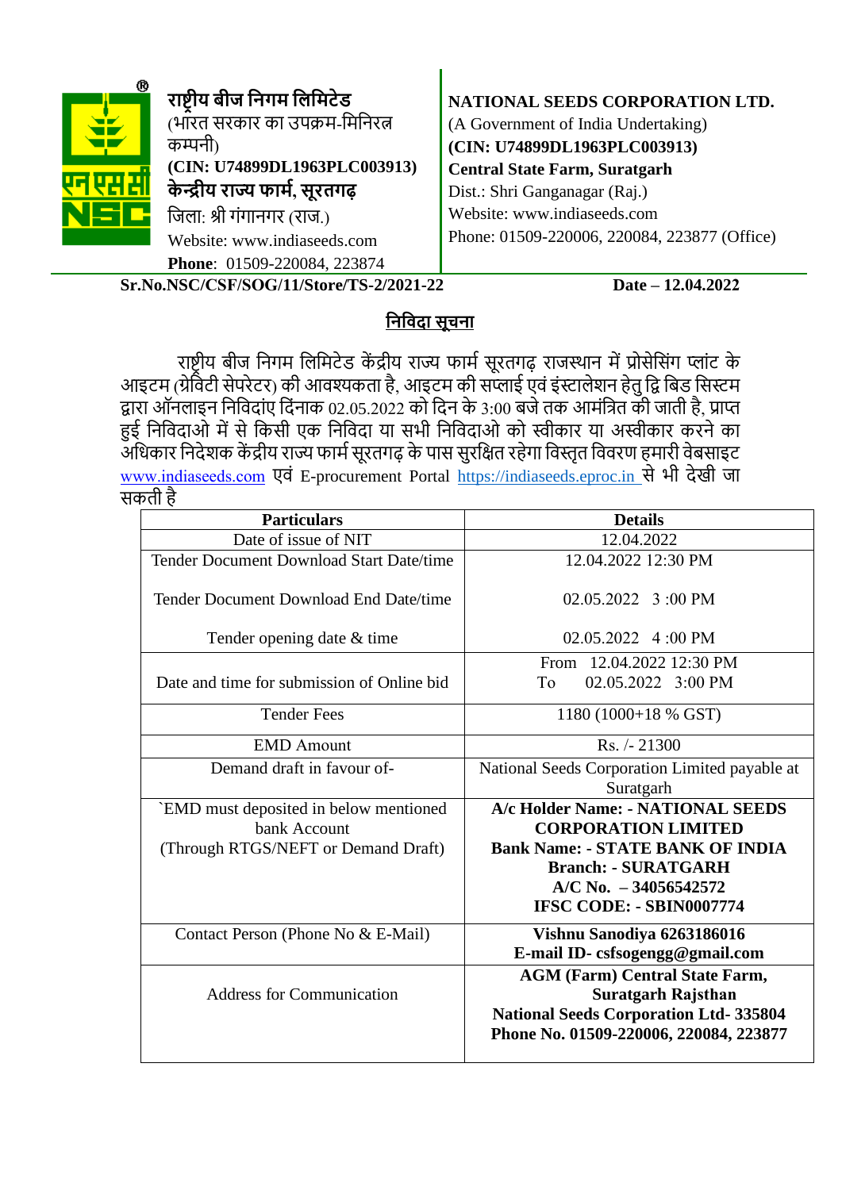**राष्ट्रीय बीज निगम लिमिटेड**
(भारत सरकार का उपक्रम-मिनिरत्न कम्पनी)
**(CIN: U74899DL1963PLC003913)**
**केन्द्रीय राज्य फार्म, सूरतगढ़**
जिला: श्री गंगानगर (राज.)
Website: www.indiaseeds.com
**Phone**: 01509-220084, 223874

**NATIONAL SEEDS CORPORATION LTD.**
(A Government of India Undertaking)
**(CIN: U74899DL1963PLC003913)**
**Central State Farm, Suratgarh**
Dist.: Shri Ganganagar (Raj.)
Website: www.indiaseeds.com
Phone: 01509-220006, 220084, 223877 (Office)

**Sr.No.NSC/CSF/SOG/11/Store/TS-2/2021-22** **Date – 12.04.2022**

## निविदा सूचना

राष्ट्रीय बीज निगम लिमिटेड केंद्रीय राज्य फार्म सूरतगढ़ राजस्थान में प्रोसेसिंग प्लांट के आइटम (ग्रेविटी सेपरेटर) की आवश्यकता है, आइटम की सप्लाई एवं इंस्टालेशन हेतु द्वि बिड सिस्टम द्वारा ऑनलाइन निविदांए दिंनाक 02.05.2022 को दिन के 3:00 बजे तक आमंत्रित की जाती है, प्राप्त हुई निविदाओ में से किसी एक निविदा या सभी निविदाओ को स्वीकार या अस्वीकार करने का अधिकार निदेशक केंद्रीय राज्य फार्म सूरतगढ़ के पास सुरक्षित रहेगा विस्तृत विवरण हमारी वेबसाइट www.indiaseeds.com एवं E-procurement Portal https://indiaseeds.eproc.in से भी देखी जा सकती है

| Particulars | Details |
|---|---|
| Date of issue of NIT | 12.04.2022 |
| Tender Document Download Start Date/time<br><br>Tender Document Download End Date/time<br><br>Tender opening date & time | 12.04.2022 12:30 PM<br><br>02.05.2022 3 :00 PM<br><br>02.05.2022 4 :00 PM |
| Date and time for submission of Online bid | From 12.04.2022 12:30 PM<br>To 02.05.2022 3:00 PM |
| Tender Fees | 1180 (1000+18 % GST) |
| EMD Amount | Rs. /- 21300 |
| Demand draft in favour of- | National Seeds Corporation Limited payable at Suratgarh |
| `EMD must deposited in below mentioned bank Account<br>(Through RTGS/NEFT or Demand Draft) | **A/c Holder Name: - NATIONAL SEEDS CORPORATION LIMITED**<br>**Bank Name: - STATE BANK OF INDIA**<br>**Branch: - SURATGARH**<br>**A/C No. – 34056542572**<br>**IFSC CODE: - SBIN0007774** |
| Contact Person (Phone No & E-Mail) | **Vishnu Sanodiya 6263186016**<br>**E-mail ID- csfsogengg@gmail.com** |
| Address for Communication | **AGM (Farm) Central State Farm, Suratgarh Rajsthan**<br>**National Seeds Corporation Ltd- 335804**<br>**Phone No. 01509-220006, 220084, 223877** |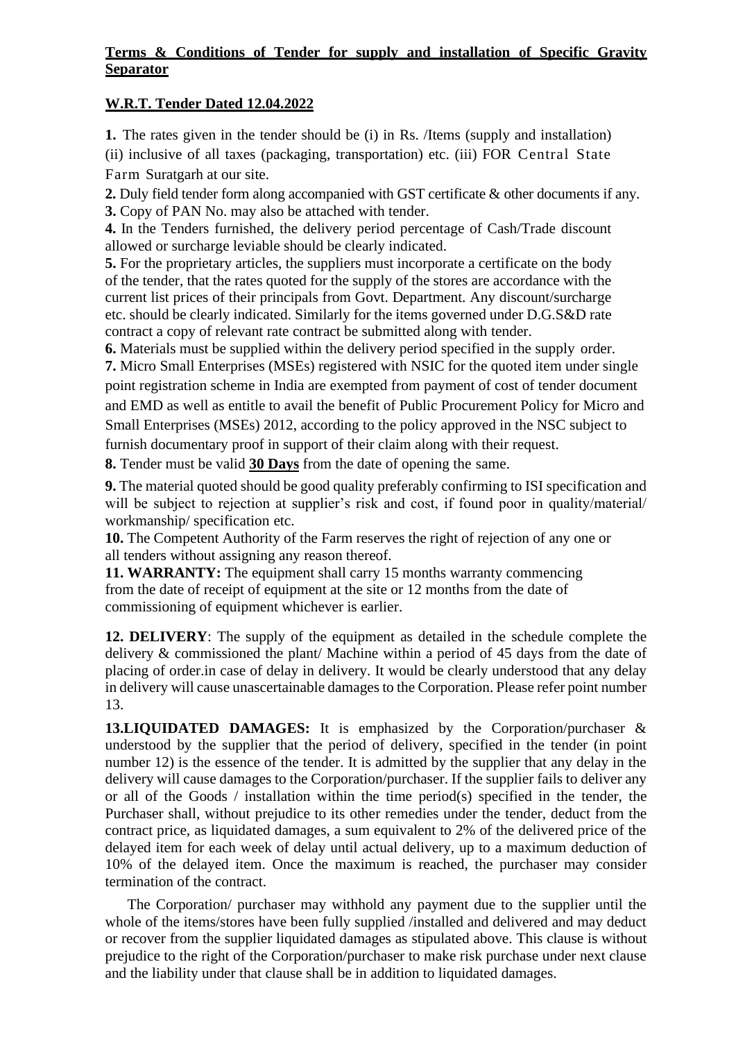**Terms & Conditions of Tender for supply and installation of Specific Gravity Separator**

**W.R.T. Tender Dated 12.04.2022**

**1.** The rates given in the tender should be (i) in Rs. /Items (supply and installation) (ii) inclusive of all taxes (packaging, transportation) etc. (iii) FOR Central State Farm Suratgarh at our site.

**2.** Duly field tender form along accompanied with GST certificate & other documents if any.

**3.** Copy of PAN No. may also be attached with tender.

**4.** In the Tenders furnished, the delivery period percentage of Cash/Trade discount allowed or surcharge leviable should be clearly indicated.

**5.** For the proprietary articles, the suppliers must incorporate a certificate on the body of the tender, that the rates quoted for the supply of the stores are accordance with the current list prices of their principals from Govt. Department. Any discount/surcharge etc. should be clearly indicated. Similarly for the items governed under D.G.S&D rate contract a copy of relevant rate contract be submitted along with tender.

**6.** Materials must be supplied within the delivery period specified in the supply order.

**7.** Micro Small Enterprises (MSEs) registered with NSIC for the quoted item under single point registration scheme in India are exempted from payment of cost of tender document and EMD as well as entitle to avail the benefit of Public Procurement Policy for Micro and Small Enterprises (MSEs) 2012, according to the policy approved in the NSC subject to furnish documentary proof in support of their claim along with their request.

**8.** Tender must be valid **30 Days** from the date of opening the same.

**9.** The material quoted should be good quality preferably confirming to ISI specification and will be subject to rejection at supplier's risk and cost, if found poor in quality/material/ workmanship/ specification etc.

**10.** The Competent Authority of the Farm reserves the right of rejection of any one or all tenders without assigning any reason thereof.

**11. WARRANTY:** The equipment shall carry 15 months warranty commencing from the date of receipt of equipment at the site or 12 months from the date of commissioning of equipment whichever is earlier.

**12. DELIVERY**: The supply of the equipment as detailed in the schedule complete the delivery & commissioned the plant/ Machine within a period of 45 days from the date of placing of order.in case of delay in delivery. It would be clearly understood that any delay in delivery will cause unascertainable damages to the Corporation. Please refer point number 13.

**13.LIQUIDATED DAMAGES:** It is emphasized by the Corporation/purchaser & understood by the supplier that the period of delivery, specified in the tender (in point number 12) is the essence of the tender. It is admitted by the supplier that any delay in the delivery will cause damages to the Corporation/purchaser. If the supplier fails to deliver any or all of the Goods / installation within the time period(s) specified in the tender, the Purchaser shall, without prejudice to its other remedies under the tender, deduct from the contract price, as liquidated damages, a sum equivalent to 2% of the delivered price of the delayed item for each week of delay until actual delivery, up to a maximum deduction of 10% of the delayed item. Once the maximum is reached, the purchaser may consider termination of the contract.

The Corporation/ purchaser may withhold any payment due to the supplier until the whole of the items/stores have been fully supplied /installed and delivered and may deduct or recover from the supplier liquidated damages as stipulated above. This clause is without prejudice to the right of the Corporation/purchaser to make risk purchase under next clause and the liability under that clause shall be in addition to liquidated damages.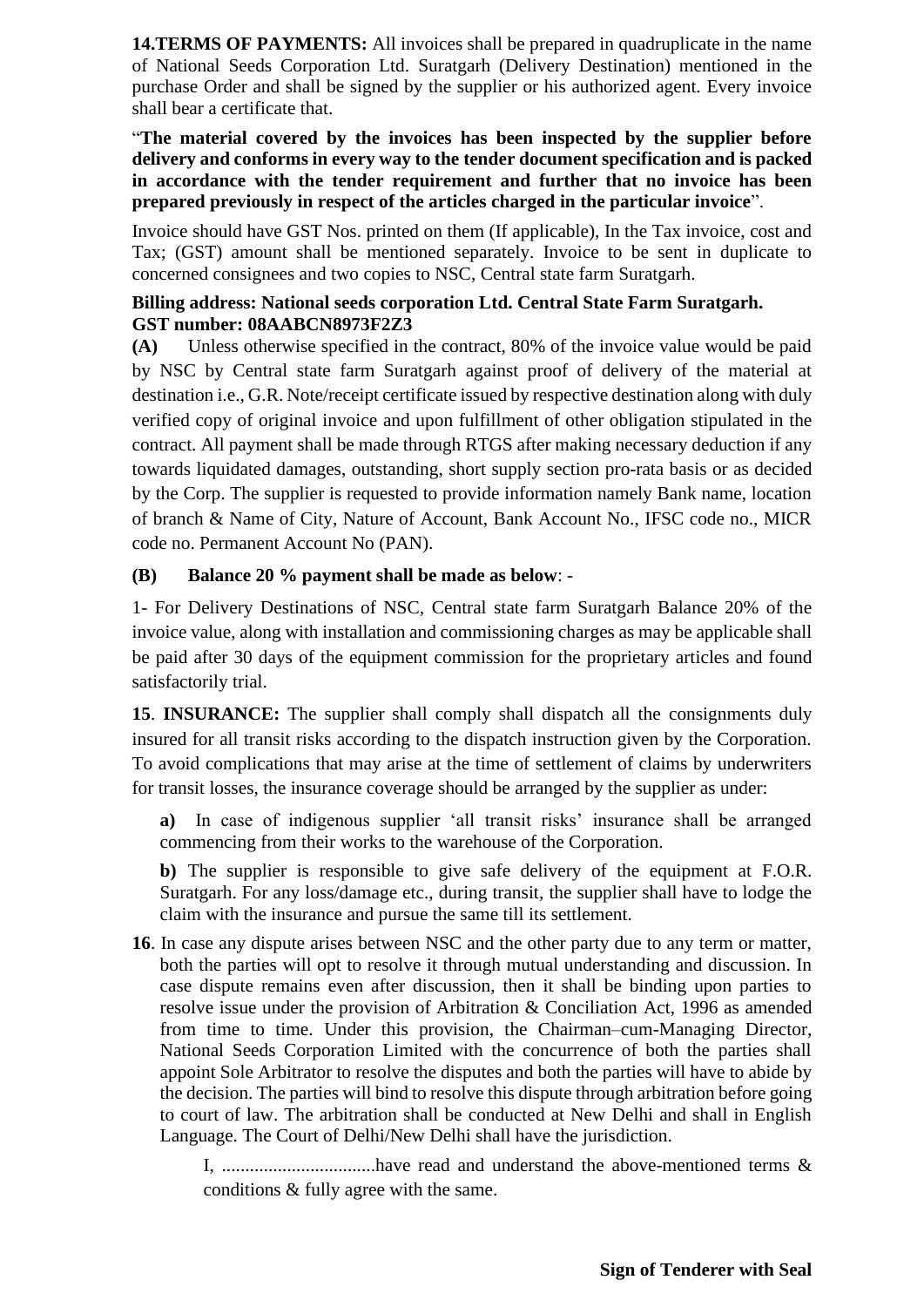**14.TERMS OF PAYMENTS:** All invoices shall be prepared in quadruplicate in the name of National Seeds Corporation Ltd. Suratgarh (Delivery Destination) mentioned in the purchase Order and shall be signed by the supplier or his authorized agent. Every invoice shall bear a certificate that.

"**The material covered by the invoices has been inspected by the supplier before delivery and conforms in every way to the tender document specification and is packed in accordance with the tender requirement and further that no invoice has been prepared previously in respect of the articles charged in the particular invoice**".

Invoice should have GST Nos. printed on them (If applicable), In the Tax invoice, cost and Tax; (GST) amount shall be mentioned separately. Invoice to be sent in duplicate to concerned consignees and two copies to NSC, Central state farm Suratgarh.

**Billing address: National seeds corporation Ltd. Central State Farm Suratgarh.**
**GST number: 08AABCN8973F2Z3**

**(A)** Unless otherwise specified in the contract, 80% of the invoice value would be paid by NSC by Central state farm Suratgarh against proof of delivery of the material at destination i.e., G.R. Note/receipt certificate issued by respective destination along with duly verified copy of original invoice and upon fulfillment of other obligation stipulated in the contract. All payment shall be made through RTGS after making necessary deduction if any towards liquidated damages, outstanding, short supply section pro-rata basis or as decided by the Corp. The supplier is requested to provide information namely Bank name, location of branch & Name of City, Nature of Account, Bank Account No., IFSC code no., MICR code no. Permanent Account No (PAN).

**(B) Balance 20 % payment shall be made as below**: -

1- For Delivery Destinations of NSC, Central state farm Suratgarh Balance 20% of the invoice value, along with installation and commissioning charges as may be applicable shall be paid after 30 days of the equipment commission for the proprietary articles and found satisfactorily trial.

**15**. **INSURANCE:** The supplier shall comply shall dispatch all the consignments duly insured for all transit risks according to the dispatch instruction given by the Corporation. To avoid complications that may arise at the time of settlement of claims by underwriters for transit losses, the insurance coverage should be arranged by the supplier as under:

**a)** In case of indigenous supplier 'all transit risks' insurance shall be arranged commencing from their works to the warehouse of the Corporation.

**b)** The supplier is responsible to give safe delivery of the equipment at F.O.R. Suratgarh. For any loss/damage etc., during transit, the supplier shall have to lodge the claim with the insurance and pursue the same till its settlement.

**16**. In case any dispute arises between NSC and the other party due to any term or matter, both the parties will opt to resolve it through mutual understanding and discussion. In case dispute remains even after discussion, then it shall be binding upon parties to resolve issue under the provision of Arbitration & Conciliation Act, 1996 as amended from time to time. Under this provision, the Chairman–cum-Managing Director, National Seeds Corporation Limited with the concurrence of both the parties shall appoint Sole Arbitrator to resolve the disputes and both the parties will have to abide by the decision. The parties will bind to resolve this dispute through arbitration before going to court of law. The arbitration shall be conducted at New Delhi and shall in English Language. The Court of Delhi/New Delhi shall have the jurisdiction.

I, ................................have read and understand the above-mentioned terms & conditions & fully agree with the same.

**Sign of Tenderer with Seal**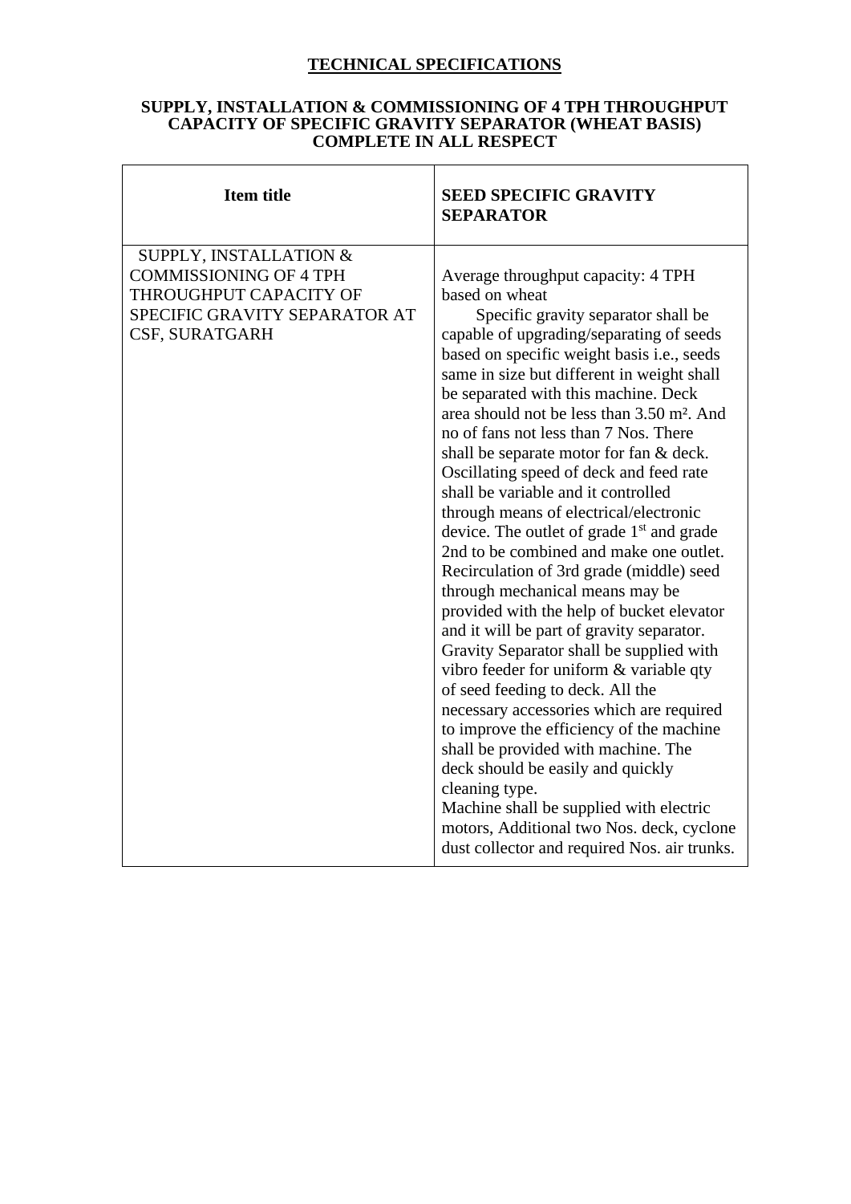## TECHNICAL SPECIFICATIONS

**SUPPLY, INSTALLATION & COMMISSIONING OF 4 TPH THROUGHPUT CAPACITY OF SPECIFIC GRAVITY SEPARATOR (WHEAT BASIS) COMPLETE IN ALL RESPECT**

| Item title | SEED SPECIFIC GRAVITY SEPARATOR |
|---|---|
| SUPPLY, INSTALLATION & COMMISSIONING OF 4 TPH THROUGHPUT CAPACITY OF SPECIFIC GRAVITY SEPARATOR AT CSF, SURATGARH | Average throughput capacity: 4 TPH based on wheat<br>Specific gravity separator shall be capable of upgrading/separating of seeds based on specific weight basis i.e., seeds same in size but different in weight shall be separated with this machine. Deck area should not be less than 3.50 m². And no of fans not less than 7 Nos. There shall be separate motor for fan & deck. Oscillating speed of deck and feed rate shall be variable and it controlled through means of electrical/electronic device. The outlet of grade 1st and grade 2nd to be combined and make one outlet. Recirculation of 3rd grade (middle) seed through mechanical means may be provided with the help of bucket elevator and it will be part of gravity separator. Gravity Separator shall be supplied with vibro feeder for uniform & variable qty of seed feeding to deck. All the necessary accessories which are required to improve the efficiency of the machine shall be provided with machine. The deck should be easily and quickly cleaning type.<br>Machine shall be supplied with electric motors, Additional two Nos. deck, cyclone dust collector and required Nos. air trunks. |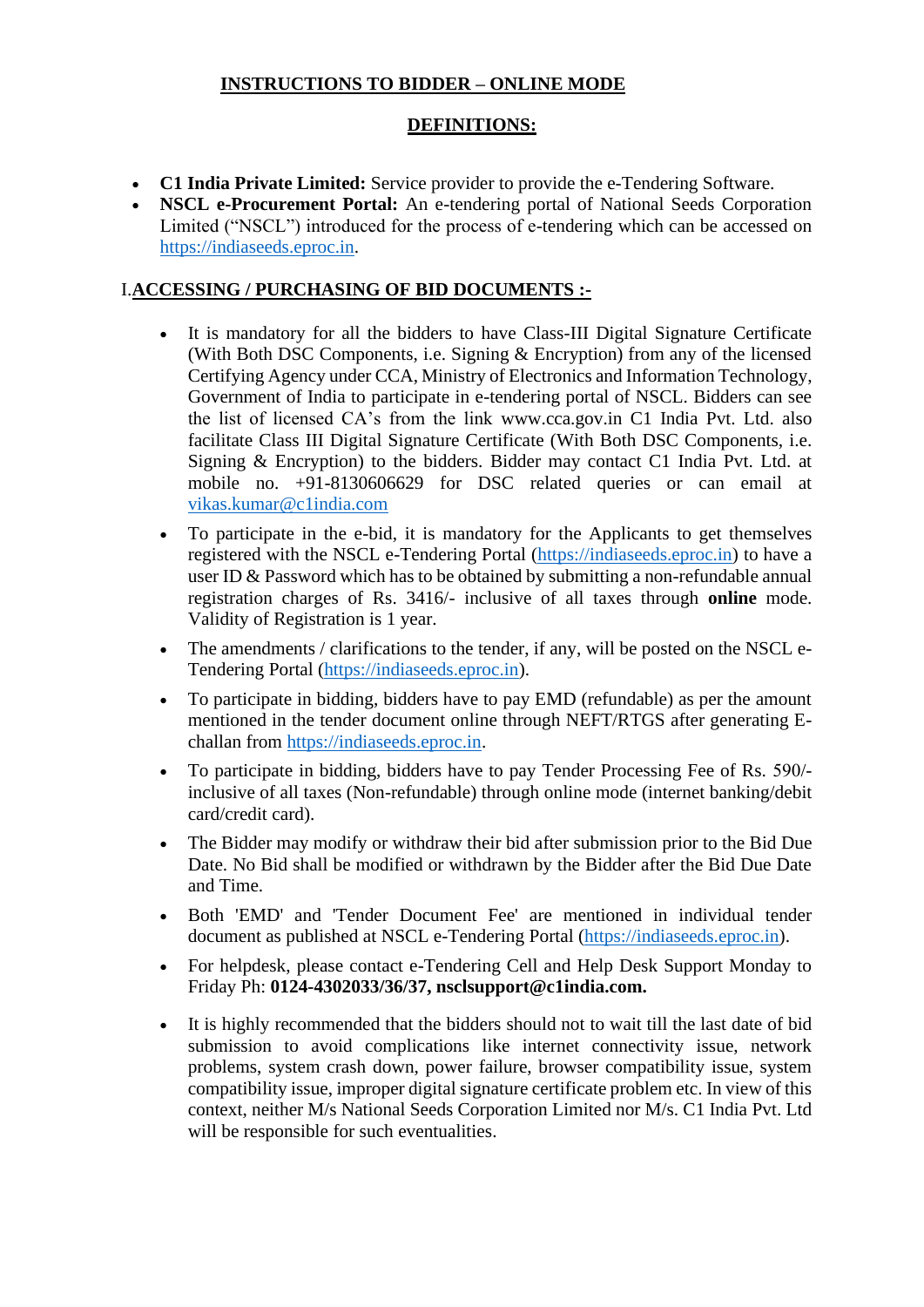## INSTRUCTIONS TO BIDDER – ONLINE MODE

### DEFINITIONS:

- **C1 India Private Limited:** Service provider to provide the e-Tendering Software.
- **NSCL e-Procurement Portal:** An e-tendering portal of National Seeds Corporation Limited ("NSCL") introduced for the process of e-tendering which can be accessed on https://indiaseeds.eproc.in.

### I. ACCESSING / PURCHASING OF BID DOCUMENTS :-

- It is mandatory for all the bidders to have Class-III Digital Signature Certificate (With Both DSC Components, i.e. Signing & Encryption) from any of the licensed Certifying Agency under CCA, Ministry of Electronics and Information Technology, Government of India to participate in e-tendering portal of NSCL. Bidders can see the list of licensed CA's from the link www.cca.gov.in C1 India Pvt. Ltd. also facilitate Class III Digital Signature Certificate (With Both DSC Components, i.e. Signing & Encryption) to the bidders. Bidder may contact C1 India Pvt. Ltd. at mobile no. +91-8130606629 for DSC related queries or can email at vikas.kumar@c1india.com
- To participate in the e-bid, it is mandatory for the Applicants to get themselves registered with the NSCL e-Tendering Portal (https://indiaseeds.eproc.in) to have a user ID & Password which has to be obtained by submitting a non-refundable annual registration charges of Rs. 3416/- inclusive of all taxes through **online** mode. Validity of Registration is 1 year.
- The amendments / clarifications to the tender, if any, will be posted on the NSCL e-Tendering Portal (https://indiaseeds.eproc.in).
- To participate in bidding, bidders have to pay EMD (refundable) as per the amount mentioned in the tender document online through NEFT/RTGS after generating E-challan from https://indiaseeds.eproc.in.
- To participate in bidding, bidders have to pay Tender Processing Fee of Rs. 590/- inclusive of all taxes (Non-refundable) through online mode (internet banking/debit card/credit card).
- The Bidder may modify or withdraw their bid after submission prior to the Bid Due Date. No Bid shall be modified or withdrawn by the Bidder after the Bid Due Date and Time.
- Both 'EMD' and 'Tender Document Fee' are mentioned in individual tender document as published at NSCL e-Tendering Portal (https://indiaseeds.eproc.in).
- For helpdesk, please contact e-Tendering Cell and Help Desk Support Monday to Friday Ph: **0124-4302033/36/37, nsclsupport@c1india.com.**
- It is highly recommended that the bidders should not to wait till the last date of bid submission to avoid complications like internet connectivity issue, network problems, system crash down, power failure, browser compatibility issue, system compatibility issue, improper digital signature certificate problem etc. In view of this context, neither M/s National Seeds Corporation Limited nor M/s. C1 India Pvt. Ltd will be responsible for such eventualities.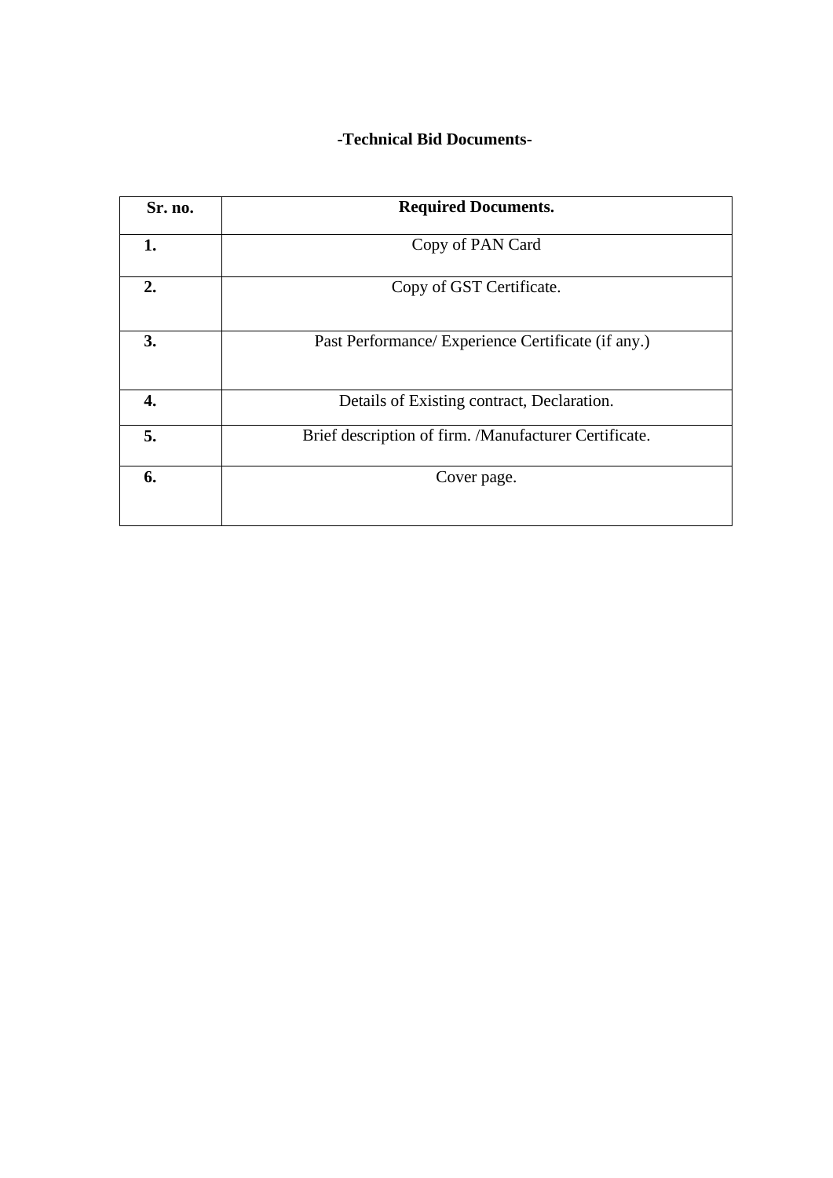**-Technical Bid Documents-**

| Sr. no. | Required Documents. |
|---|---|
| **1.** | Copy of PAN Card |
| **2.** | Copy of GST Certificate. |
| **3.** | Past Performance/ Experience Certificate (if any.) |
| **4.** | Details of Existing contract, Declaration. |
| **5.** | Brief description of firm. /Manufacturer Certificate. |
| **6.** | Cover page. |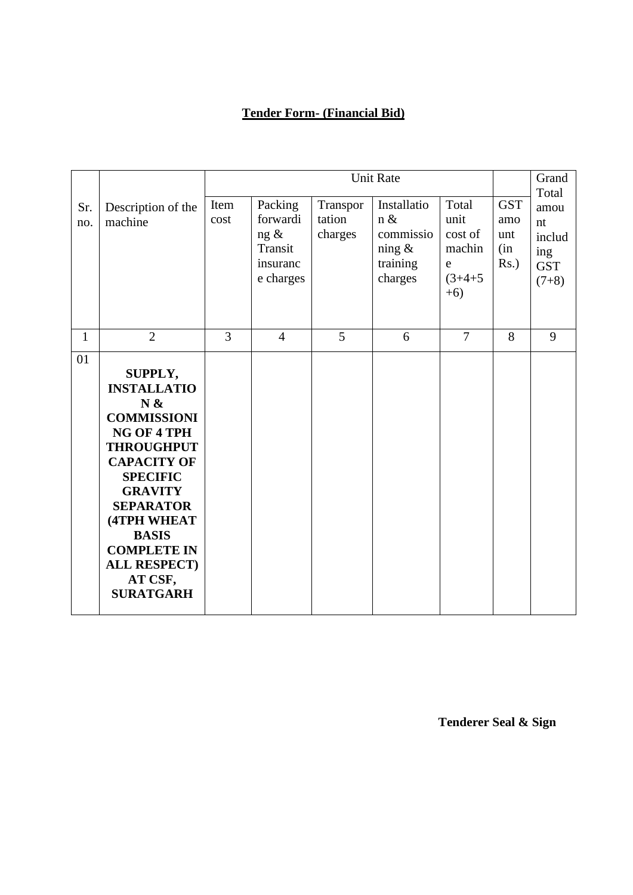**Tender Form- (Financial Bid)**

| Sr. no. | Description of the machine | Unit Rate | | | | | | Grand Total amount including GST (7+8) |
|---|---|---|---|---|---|---|---|---|
| | | Item cost | Packing forwarding & Transit insurance charges | Transportation charges | Installation & commissioning & training charges | Total unit cost of machine (3+4+5+6) | GST amount (in Rs.) | |
| 1 | 2 | 3 | 4 | 5 | 6 | 7 | 8 | 9 |
| 01 | **SUPPLY, INSTALLATION & COMMISSIONING OF 4 TPH THROUGHPUT CAPACITY OF SPECIFIC GRAVITY SEPARATOR (4TPH WHEAT BASIS COMPLETE IN ALL RESPECT) AT CSF, SURATGARH** | | | | | | | |

**Tenderer Seal & Sign**